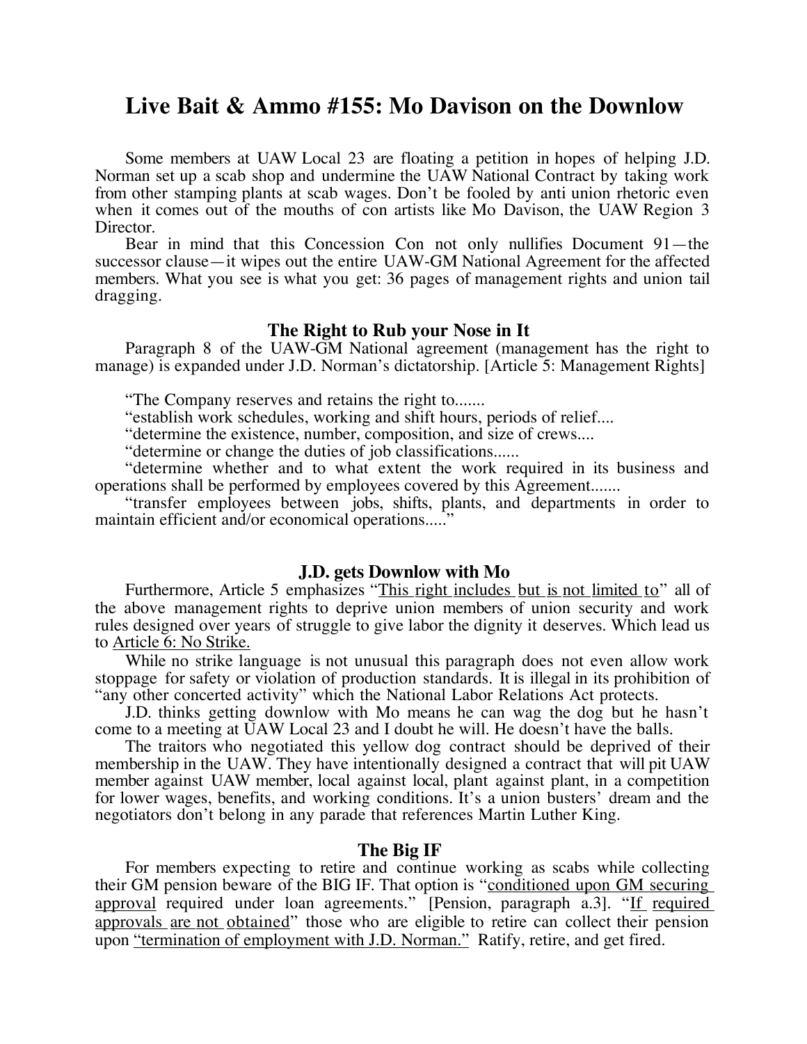# Live Bait & Ammo #155: Mo Davison on the Downlow

Some members at UAW Local 23 are floating a petition in hopes of helping J.D. Norman set up a scab shop and undermine the UAW National Contract by taking work from other stamping plants at scab wages. Don't be fooled by anti union rhetoric even when it comes out of the mouths of con artists like Mo Davison, the UAW Region 3 Director.

Bear in mind that this Concession Con not only nullifies Document 91—the successor clause—it wipes out the entire UAW-GM National Agreement for the affected members. What you see is what you get: 36 pages of management rights and union tail dragging.

### The Right to Rub your Nose in It

Paragraph 8 of the UAW-GM National agreement (management has the right to manage) is expanded under J.D. Norman's dictatorship. [Article 5: Management Rights]

"The Company reserves and retains the right to.......

"establish work schedules, working and shift hours, periods of relief....

"determine the existence, number, composition, and size of crews....

"determine or change the duties of job classifications......

"determine whether and to what extent the work required in its business and operations shall be performed by employees covered by this Agreement.......

"transfer employees between jobs, shifts, plants, and departments in order to maintain efficient and/or economical operations....."

### J.D. gets Downlow with Mo

Furthermore, Article 5 emphasizes "<u>This right includes but is not limited to</u>" all of the above management rights to deprive union members of union security and work rules designed over years of struggle to give labor the dignity it deserves. Which lead us to <u>Article 6: No Strike.</u>

While no strike language is not unusual this paragraph does not even allow work stoppage for safety or violation of production standards. It is illegal in its prohibition of "any other concerted activity" which the National Labor Relations Act protects.

J.D. thinks getting downlow with Mo means he can wag the dog but he hasn't come to a meeting at UAW Local 23 and I doubt he will. He doesn't have the balls.

The traitors who negotiated this yellow dog contract should be deprived of their membership in the UAW. They have intentionally designed a contract that will pit UAW member against UAW member, local against local, plant against plant, in a competition for lower wages, benefits, and working conditions. It's a union busters' dream and the negotiators don't belong in any parade that references Martin Luther King.

### The Big IF

For members expecting to retire and continue working as scabs while collecting their GM pension beware of the BIG IF. That option is "<u>conditioned upon GM securing approval</u> required under loan agreements." [Pension, paragraph a.3]. "<u>If required approvals are not obtained</u>" those who are eligible to retire can collect their pension upon <u>"termination of employment with J.D. Norman."</u> Ratify, retire, and get fired.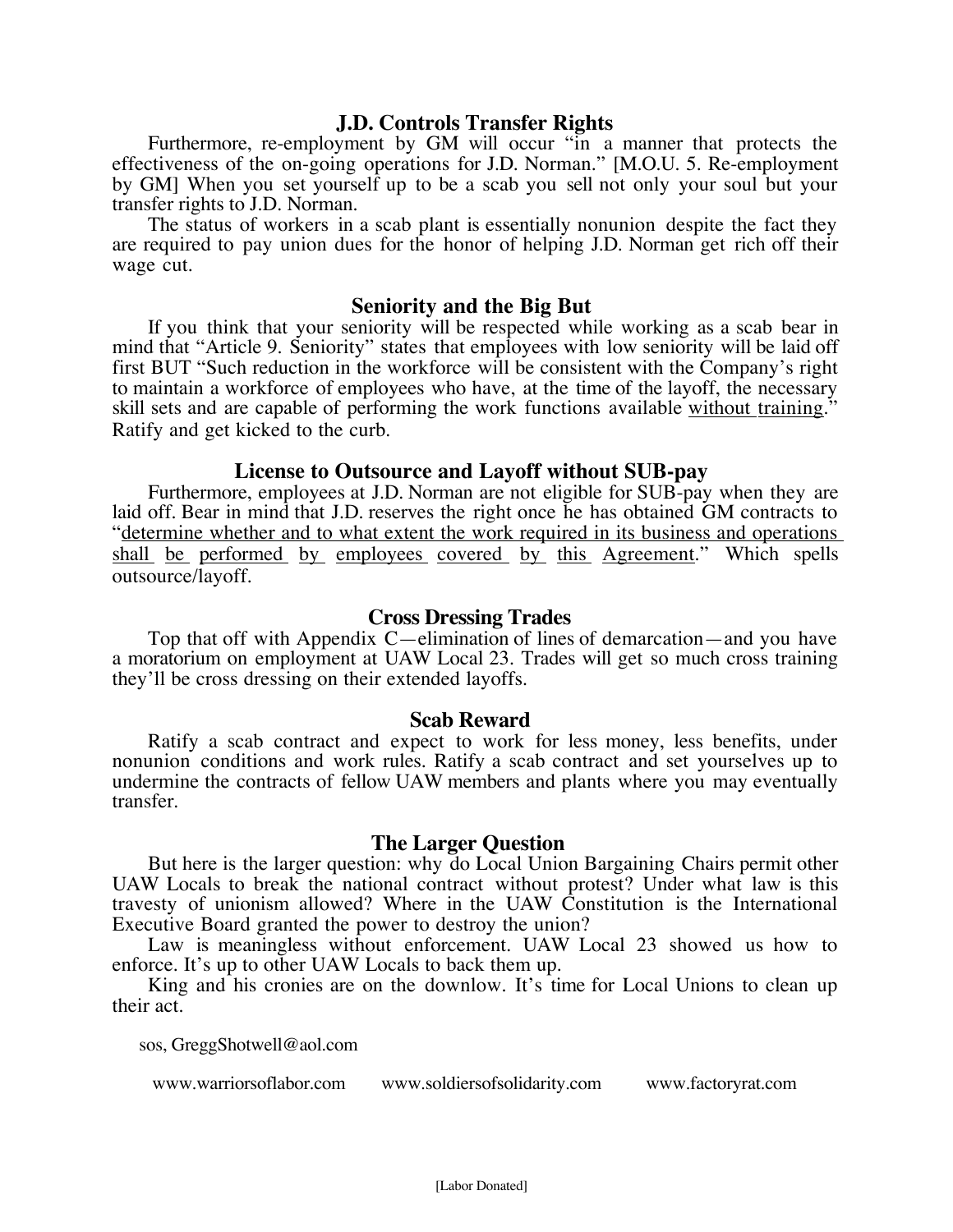### J.D. Controls Transfer Rights

Furthermore, re-employment by GM will occur "in a manner that protects the effectiveness of the on-going operations for J.D. Norman." [M.O.U. 5. Re-employment by GM] When you set yourself up to be a scab you sell not only your soul but your transfer rights to J.D. Norman.

The status of workers in a scab plant is essentially nonunion despite the fact they are required to pay union dues for the honor of helping J.D. Norman get rich off their wage cut.

### Seniority and the Big But

If you think that your seniority will be respected while working as a scab bear in mind that "Article 9. Seniority" states that employees with low seniority will be laid off first BUT "Such reduction in the workforce will be consistent with the Company's right to maintain a workforce of employees who have, at the time of the layoff, the necessary skill sets and are capable of performing the work functions available <u>without training</u>." Ratify and get kicked to the curb.

### License to Outsource and Layoff without SUB-pay

Furthermore, employees at J.D. Norman are not eligible for SUB-pay when they are laid off. Bear in mind that J.D. reserves the right once he has obtained GM contracts to "<u>determine whether and to what extent the work required in its business and operations shall be performed by employees covered by this Agreement</u>." Which spells outsource/layoff.

### Cross Dressing Trades

Top that off with Appendix C—elimination of lines of demarcation—and you have a moratorium on employment at UAW Local 23. Trades will get so much cross training they'll be cross dressing on their extended layoffs.

### Scab Reward

Ratify a scab contract and expect to work for less money, less benefits, under nonunion conditions and work rules. Ratify a scab contract and set yourselves up to undermine the contracts of fellow UAW members and plants where you may eventually transfer.

### The Larger Question

But here is the larger question: why do Local Union Bargaining Chairs permit other UAW Locals to break the national contract without protest? Under what law is this travesty of unionism allowed? Where in the UAW Constitution is the International Executive Board granted the power to destroy the union?

Law is meaningless without enforcement. UAW Local 23 showed us how to enforce. It's up to other UAW Locals to back them up.

King and his cronies are on the downlow. It's time for Local Unions to clean up their act.

sos, GreggShotwell@aol.com

www.warriorsoflabor.com www.soldiersofsolidarity.com www.factoryrat.com

[Labor Donated]